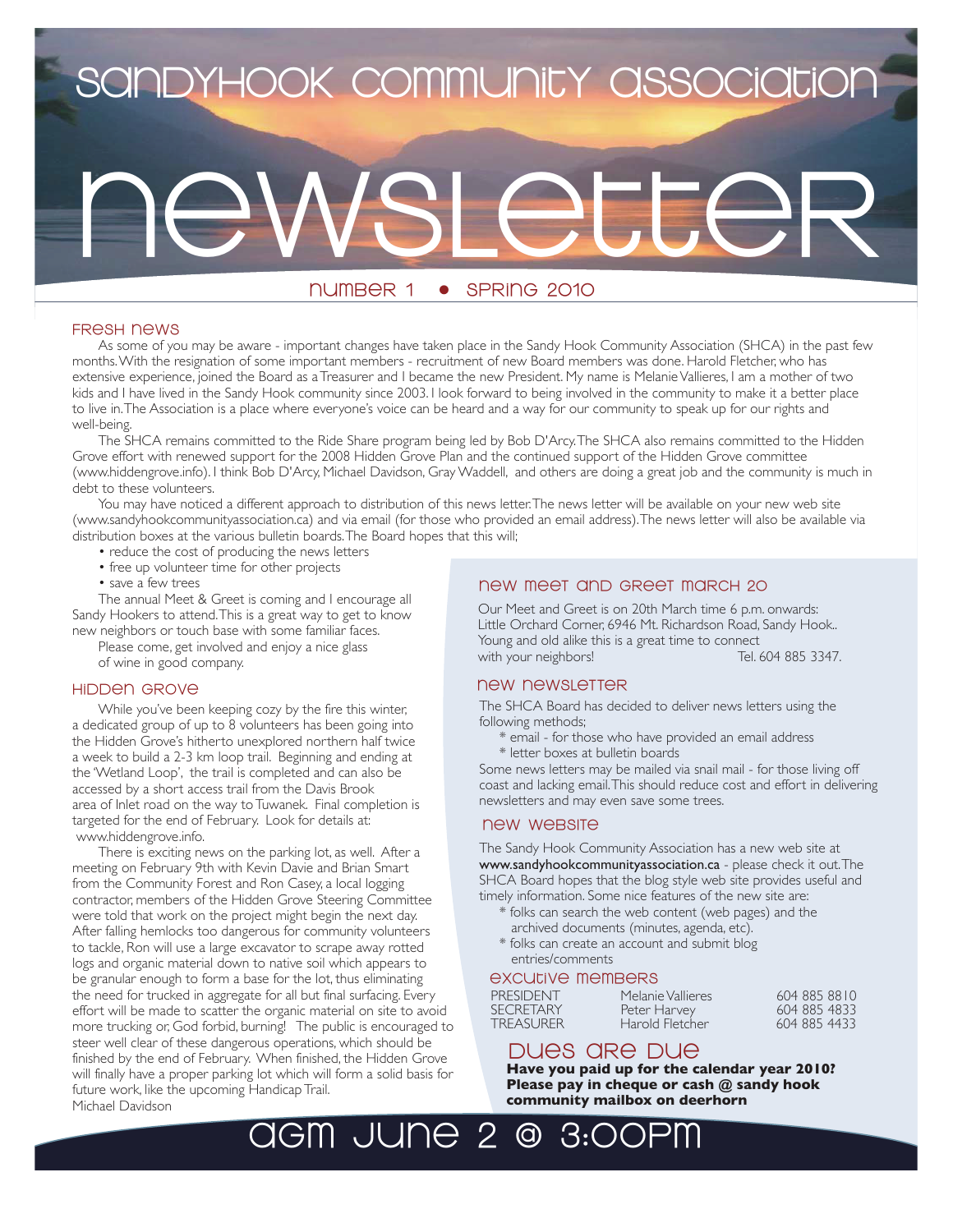# SandyHook Community Association

# Newsletter

Number 1 • Spring 2010

## Fresh News

As some of you may be aware - important changes have taken place in the Sandy Hook Community Association (SHCA) in the past few months. With the resignation of some important members - recruitment of new Board members was done. Harold Fletcher, who has extensive experience, joined the Board as a Treasurer and I became the new President. My name is Melanie Vallieres, I am a mother of two kids and I have lived in the Sandy Hook community since 2003. I look forward to being involved in the community to make it a better place to live in. The Association is a place where everyone's voice can be heard and a way for our community to speak up for our rights and well-being.

The SHCA remains committed to the Ride Share program being led by Bob D'Arcy. The SHCA also remains committed to the Hidden Grove effort with renewed support for the 2008 Hidden Grove Plan and the continued support of the Hidden Grove committee (www.hiddengrove.info). I think Bob D'Arcy, Michael Davidson, Gray Waddell, and others are doing a great job and the community is much in debt to these volunteers.

You may have noticed a different approach to distribution of this news letter. The news letter will be available on your new web site (www.sandyhookcommunityassociation.ca) and via email (for those who provided an email address). The news letter will also be available via distribution boxes at the various bulletin boards. The Board hopes that this will;

- reduce the cost of producing the news letters
- free up volunteer time for other projects
- save a few trees

The annual Meet & Greet is coming and I encourage all Sandy Hookers to attend. This is a great way to get to know new neighbors or touch base with some familiar faces.

Please come, get involved and enjoy a nice glass of wine in good company.

## Hidden Grove

While you've been keeping cozy by the fire this winter, a dedicated group of up to 8 volunteers has been going into the Hidden Grove's hitherto unexplored northern half twice a week to build a 2-3 km loop trail. Beginning and ending at the 'Wetland Loop', the trail is completed and can also be accessed by a short access trail from the Davis Brook area of Inlet road on the way to Tuwanek. Final completion is targeted for the end of February. Look for details at: www.hiddengrove.info.

There is exciting news on the parking lot, as well. After a meeting on February 9th with Kevin Davie and Brian Smart from the Community Forest and Ron Casey, a local logging contractor, members of the Hidden Grove Steering Committee were told that work on the project might begin the next day. After falling hemlocks too dangerous for community volunteers to tackle, Ron will use a large excavator to scrape away rotted logs and organic material down to native soil which appears to be granular enough to form a base for the lot, thus eliminating the need for trucked in aggregate for all but final surfacing. Every effort will be made to scatter the organic material on site to avoid more trucking or, God forbid, burning! The public is encouraged to steer well clear of these dangerous operations, which should be finished by the end of February. When finished, the Hidden Grove will finally have a proper parking lot which will form a solid basis for future work, like the upcoming Handicap Trail.

Michael Davidson

## New Meet and Greet March 20

Our Meet and Greet is on 20th March time 6 p.m. onwards: Little Orchard Corner, 6946 Mt. Richardson Road, Sandy Hook.. Young and old alike this is a great time to connect with your neighbors! Tel. 604 885 3347.

## New Newsletter

The SHCA Board has decided to deliver news letters using the following methods;

* email - for those who have provided an email address
* letter boxes at bulletin boards

Some news letters may be mailed via snail mail - for those living off coast and lacking email. This should reduce cost and effort in delivering newsletters and may even save some trees.

## New Website

The Sandy Hook Community Association has a new web site at **www.sandyhookcommunityassociation.ca** - please check it out. The SHCA Board hopes that the blog style web site provides useful and timely information. Some nice features of the new site are:

* folks can search the web content (web pages) and the archived documents (minutes, agenda, etc).
* folks can create an account and submit blog entries/comments

## Excutive Members

| | | |
|---|---|---|
| PRESIDENT | Melanie Vallieres | 604 885 8810 |
| SECRETARY | Peter Harvey | 604 885 4833 |
| TREASURER | Harold Fletcher | 604 885 4433 |

## Dues are Due

**Have you paid up for the calendar year 2010? Please pay in cheque or cash @ sandy hook community mailbox on deerhorn**

# AGM June 2 @ 3:00PM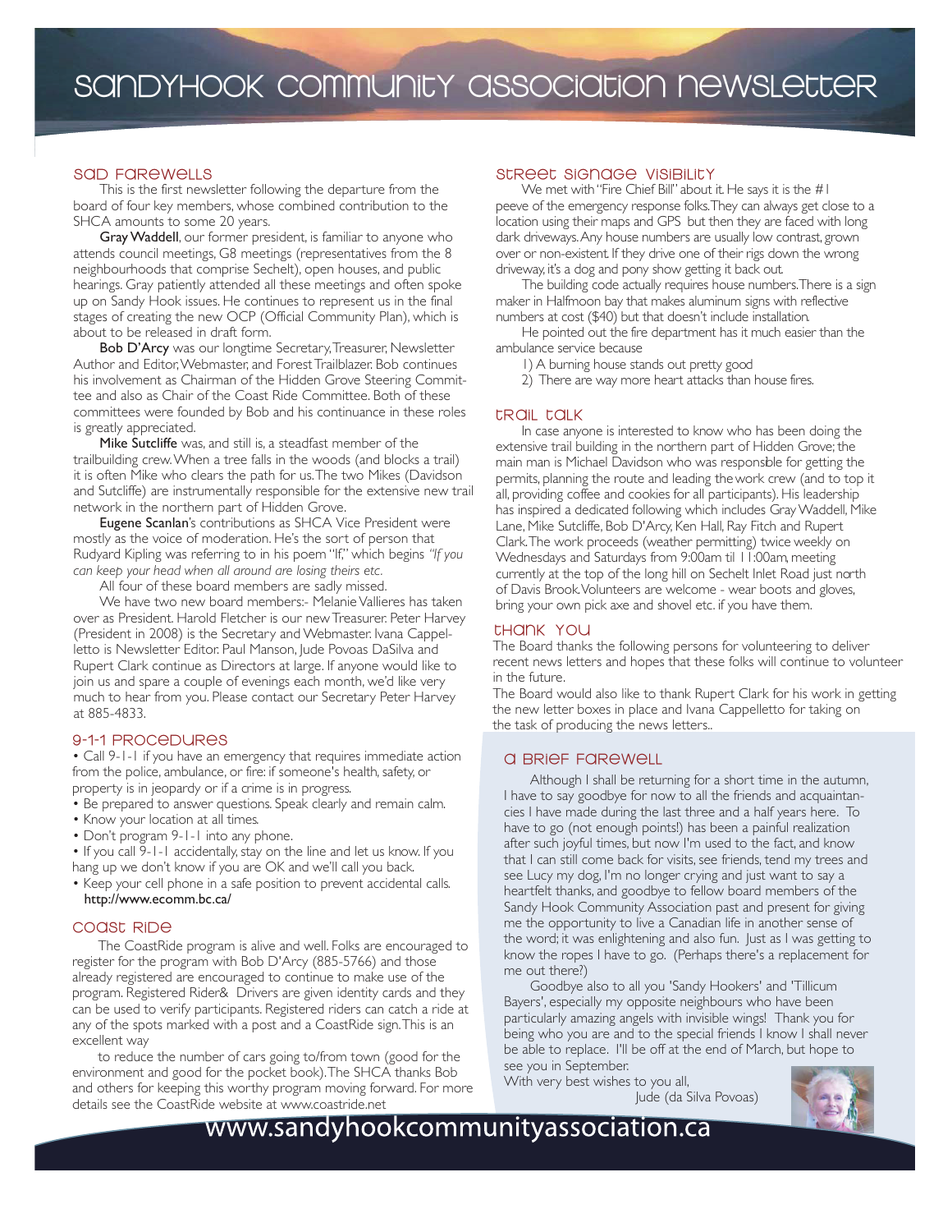# Sandyhook Community Association Newsletter

## Sad Farewells

This is the first newsletter following the departure from the board of four key members, whose combined contribution to the SHCA amounts to some 20 years.

**Gray Waddell**, our former president, is familiar to anyone who attends council meetings, G8 meetings (representatives from the 8 neighbourhoods that comprise Sechelt), open houses, and public hearings. Gray patiently attended all these meetings and often spoke up on Sandy Hook issues. He continues to represent us in the final stages of creating the new OCP (Official Community Plan), which is about to be released in draft form.

**Bob D'Arcy** was our longtime Secretary, Treasurer, Newsletter Author and Editor, Webmaster, and Forest Trailblazer. Bob continues his involvement as Chairman of the Hidden Grove Steering Committee and also as Chair of the Coast Ride Committee. Both of these committees were founded by Bob and his continuance in these roles is greatly appreciated.

**Mike Sutcliffe** was, and still is, a steadfast member of the trailbuilding crew. When a tree falls in the woods (and blocks a trail) it is often Mike who clears the path for us. The two Mikes (Davidson and Sutcliffe) are instrumentally responsible for the extensive new trail network in the northern part of Hidden Grove.

**Eugene Scanlan**'s contributions as SHCA Vice President were mostly as the voice of moderation. He's the sort of person that Rudyard Kipling was referring to in his poem "If," which begins *"If you can keep your head when all around are losing theirs etc.*

All four of these board members are sadly missed.

We have two new board members:- Melanie Vallieres has taken over as President. Harold Fletcher is our new Treasurer. Peter Harvey (President in 2008) is the Secretary and Webmaster. Ivana Cappelletto is Newsletter Editor. Paul Manson, Jude Povoas DaSilva and Rupert Clark continue as Directors at large. If anyone would like to join us and spare a couple of evenings each month, we'd like very much to hear from you. Please contact our Secretary Peter Harvey at 885-4833.

## 9-1-1 Procedures

- Call 9-1-1 if you have an emergency that requires immediate action from the police, ambulance, or fire: if someone's health, safety, or property is in jeopardy or if a crime is in progress.
- Be prepared to answer questions. Speak clearly and remain calm.
- Know your location at all times.
- Don't program 9-1-1 into any phone.
- If you call 9-1-1 accidentally, stay on the line and let us know. If you hang up we don't know if you are OK and we'll call you back.
- Keep your cell phone in a safe position to prevent accidental calls.

**http://www.ecomm.bc.ca/**

## Coast Ride

The CoastRide program is alive and well. Folks are encouraged to register for the program with Bob D'Arcy (885-5766) and those already registered are encouraged to continue to make use of the program. Registered Rider& Drivers are given identity cards and they can be used to verify participants. Registered riders can catch a ride at any of the spots marked with a post and a CoastRide sign. This is an excellent way

to reduce the number of cars going to/from town (good for the environment and good for the pocket book). The SHCA thanks Bob and others for keeping this worthy program moving forward. For more details see the CoastRide website at www.coastride.net

## Street Signage Visibility

We met with "Fire Chief Bill" about it. He says it is the #1 peeve of the emergency response folks. They can always get close to a location using their maps and GPS but then they are faced with long dark driveways. Any house numbers are usually low contrast, grown over or non-existent. If they drive one of their rigs down the wrong driveway, it's a dog and pony show getting it back out.

The building code actually requires house numbers. There is a sign maker in Halfmoon bay that makes aluminum signs with reflective numbers at cost ($40) but that doesn't include installation.

He pointed out the fire department has it much easier than the ambulance service because

1) A burning house stands out pretty good
2) There are way more heart attacks than house fires.

## Trail Talk

In case anyone is interested to know who has been doing the extensive trail building in the northern part of Hidden Grove; the main man is Michael Davidson who was responsible for getting the permits, planning the route and leading the work crew (and to top it all, providing coffee and cookies for all participants). His leadership has inspired a dedicated following which includes Gray Waddell, Mike Lane, Mike Sutcliffe, Bob D'Arcy, Ken Hall, Ray Fitch and Rupert Clark. The work proceeds (weather permitting) twice weekly on Wednesdays and Saturdays from 9:00am til 11:00am, meeting currently at the top of the long hill on Sechelt Inlet Road just north of Davis Brook. Volunteers are welcome - wear boots and gloves, bring your own pick axe and shovel etc. if you have them.

## Thank You

The Board thanks the following persons for volunteering to deliver recent news letters and hopes that these folks will continue to volunteer in the future.

The Board would also like to thank Rupert Clark for his work in getting the new letter boxes in place and Ivana Cappelletto for taking on the task of producing the news letters..

## A Brief Farewell

Although I shall be returning for a short time in the autumn, I have to say goodbye for now to all the friends and acquaintancies I have made during the last three and a half years here. To have to go (not enough points!) has been a painful realization after such joyful times, but now I'm used to the fact, and know that I can still come back for visits, see friends, tend my trees and see Lucy my dog, I'm no longer crying and just want to say a heartfelt thanks, and goodbye to fellow board members of the Sandy Hook Community Association past and present for giving me the opportunity to live a Canadian life in another sense of the word; it was enlightening and also fun. Just as I was getting to know the ropes I have to go. (Perhaps there's a replacement for me out there?)

Goodbye also to all you 'Sandy Hookers' and 'Tillicum Bayers', especially my opposite neighbours who have been particularly amazing angels with invisible wings! Thank you for being who you are and to the special friends I know I shall never be able to replace. I'll be off at the end of March, but hope to see you in September.

With very best wishes to you all,

Jude (da Silva Povoas)

www.sandyhookcommunityassociation.ca